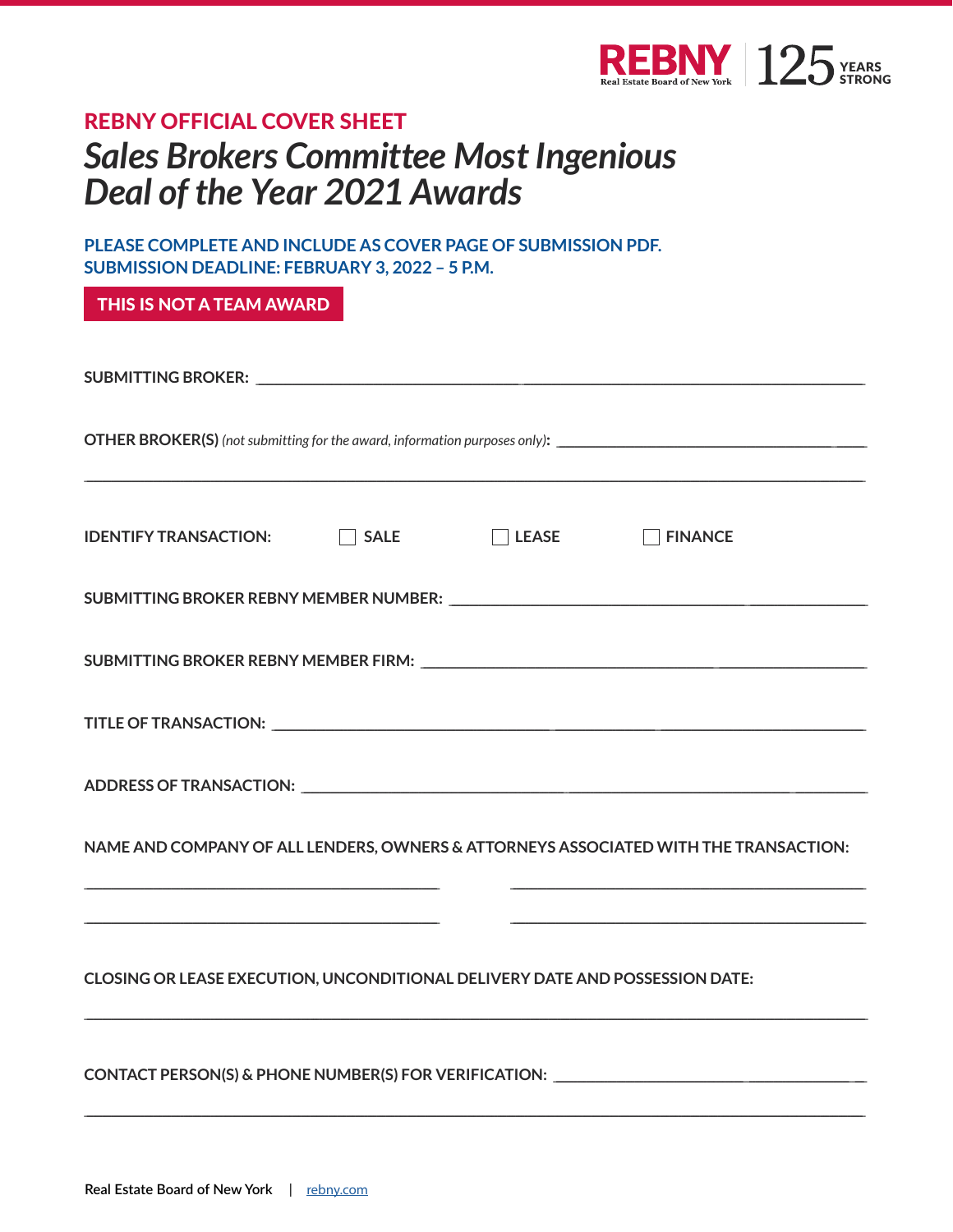REBNY Real Estate Board of New York | 125 YEARS STRONG

## REBNY OFFICIAL COVER SHEET

# *Sales Brokers Committee Most Ingenious Deal of the Year 2021 Awards*

**PLEASE COMPLETE AND INCLUDE AS COVER PAGE OF SUBMISSION PDF.**
**SUBMISSION DEADLINE: FEBRUARY 3, 2022 – 5 P.M.**

**THIS IS NOT A TEAM AWARD**

**SUBMITTING BROKER:** ______________________________

**OTHER BROKER(S)** *(not submitting for the award, information purposes only)*: ______________________________

______________________________

**IDENTIFY TRANSACTION:** ☐ **SALE** ☐ **LEASE** ☐ **FINANCE**

**SUBMITTING BROKER REBNY MEMBER NUMBER:** ______________________________

**SUBMITTING BROKER REBNY MEMBER FIRM:** ______________________________

**TITLE OF TRANSACTION:** ______________________________

**ADDRESS OF TRANSACTION:** ______________________________

**NAME AND COMPANY OF ALL LENDERS, OWNERS & ATTORNEYS ASSOCIATED WITH THE TRANSACTION:**

______________________________ ______________________________

______________________________ ______________________________

**CLOSING OR LEASE EXECUTION, UNCONDITIONAL DELIVERY DATE AND POSSESSION DATE:**

______________________________

**CONTACT PERSON(S) & PHONE NUMBER(S) FOR VERIFICATION:** ______________________________

______________________________

Real Estate Board of New York | rebny.com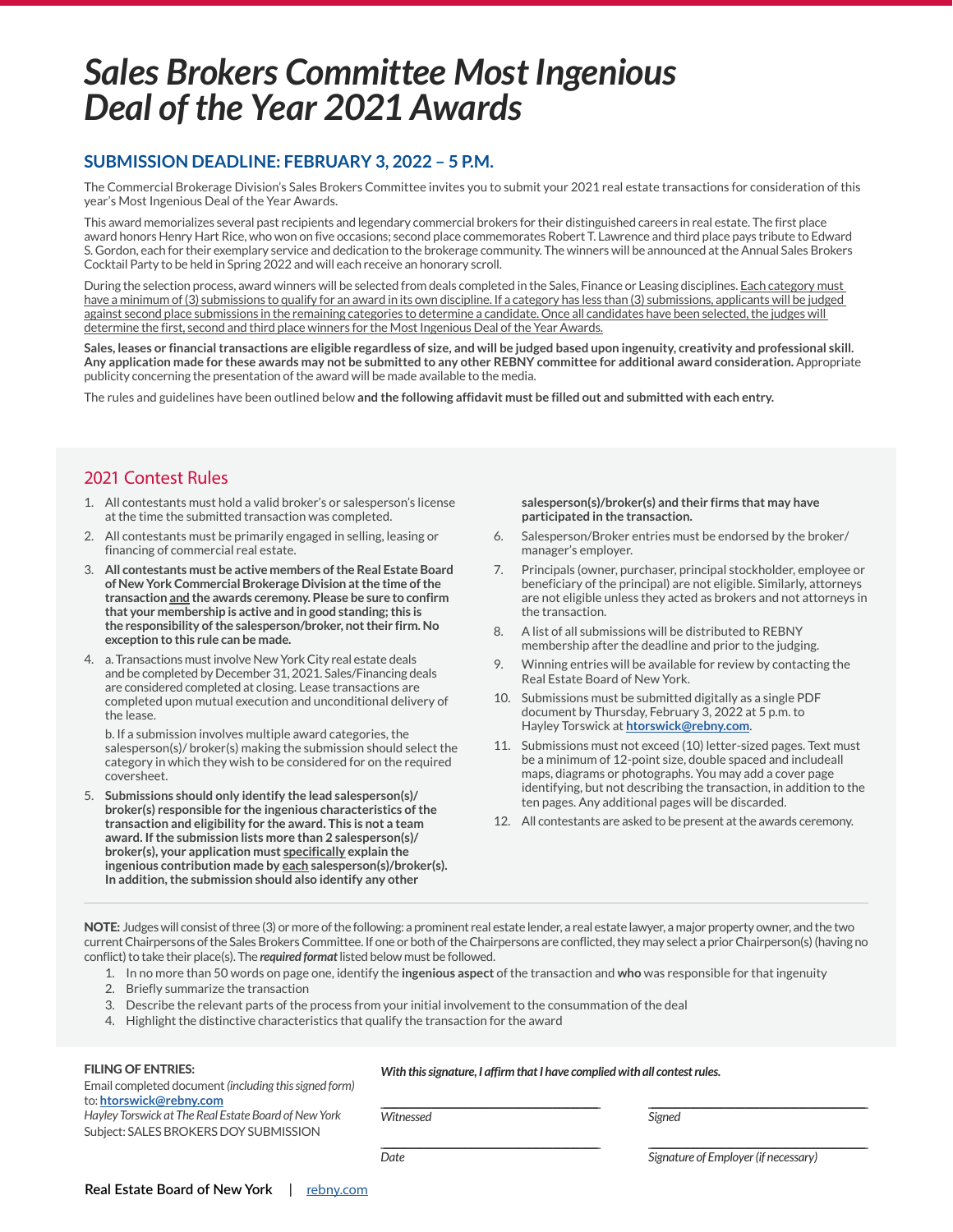# *Sales Brokers Committee Most Ingenious Deal of the Year 2021 Awards*

## SUBMISSION DEADLINE: FEBRUARY 3, 2022 – 5 P.M.

The Commercial Brokerage Division's Sales Brokers Committee invites you to submit your 2021 real estate transactions for consideration of this year's Most Ingenious Deal of the Year Awards.

This award memorializes several past recipients and legendary commercial brokers for their distinguished careers in real estate. The first place award honors Henry Hart Rice, who won on five occasions; second place commemorates Robert T. Lawrence and third place pays tribute to Edward S. Gordon, each for their exemplary service and dedication to the brokerage community. The winners will be announced at the Annual Sales Brokers Cocktail Party to be held in Spring 2022 and will each receive an honorary scroll.

During the selection process, award winners will be selected from deals completed in the Sales, Finance or Leasing disciplines. Each category must have a minimum of (3) submissions to qualify for an award in its own discipline. If a category has less than (3) submissions, applicants will be judged against second place submissions in the remaining categories to determine a candidate. Once all candidates have been selected, the judges will determine the first, second and third place winners for the Most Ingenious Deal of the Year Awards.

**Sales, leases or financial transactions are eligible regardless of size, and will be judged based upon ingenuity, creativity and professional skill. Any application made for these awards may not be submitted to any other REBNY committee for additional award consideration.** Appropriate publicity concerning the presentation of the award will be made available to the media.

The rules and guidelines have been outlined below **and the following affidavit must be filled out and submitted with each entry.**

## 2021 Contest Rules

1. All contestants must hold a valid broker's or salesperson's license at the time the submitted transaction was completed.
2. All contestants must be primarily engaged in selling, leasing or financing of commercial real estate.
3. **All contestants must be active members of the Real Estate Board of New York Commercial Brokerage Division at the time of the transaction and the awards ceremony. Please be sure to confirm that your membership is active and in good standing; this is the responsibility of the salesperson/broker, not their firm. No exception to this rule can be made.**
4. a. Transactions must involve New York City real estate deals and be completed by December 31, 2021. Sales/Financing deals are considered completed at closing. Lease transactions are completed upon mutual execution and unconditional delivery of the lease.

   b. If a submission involves multiple award categories, the salesperson(s)/ broker(s) making the submission should select the category in which they wish to be considered for on the required coversheet.
5. **Submissions should only identify the lead salesperson(s)/ broker(s) responsible for the ingenious characteristics of the transaction and eligibility for the award. This is not a team award. If the submission lists more than 2 salesperson(s)/ broker(s), your application must specifically explain the ingenious contribution made by each salesperson(s)/broker(s). In addition, the submission should also identify any other salesperson(s)/broker(s) and their firms that may have participated in the transaction.**
6. Salesperson/Broker entries must be endorsed by the broker/ manager's employer.
7. Principals (owner, purchaser, principal stockholder, employee or beneficiary of the principal) are not eligible. Similarly, attorneys are not eligible unless they acted as brokers and not attorneys in the transaction.
8. A list of all submissions will be distributed to REBNY membership after the deadline and prior to the judging.
9. Winning entries will be available for review by contacting the Real Estate Board of New York.
10. Submissions must be submitted digitally as a single PDF document by Thursday, February 3, 2022 at 5 p.m. to Hayley Torswick at **htorswick@rebny.com**.
11. Submissions must not exceed (10) letter-sized pages. Text must be a minimum of 12-point size, double spaced and includeall maps, diagrams or photographs. You may add a cover page identifying, but not describing the transaction, in addition to the ten pages. Any additional pages will be discarded.
12. All contestants are asked to be present at the awards ceremony.

**NOTE:** Judges will consist of three (3) or more of the following: a prominent real estate lender, a real estate lawyer, a major property owner, and the two current Chairpersons of the Sales Brokers Committee. If one or both of the Chairpersons are conflicted, they may select a prior Chairperson(s) (having no conflict) to take their place(s). The ***required format*** listed below must be followed.

1. In no more than 50 words on page one, identify the **ingenious aspect** of the transaction and **who** was responsible for that ingenuity
2. Briefly summarize the transaction
3. Describe the relevant parts of the process from your initial involvement to the consummation of the deal
4. Highlight the distinctive characteristics that qualify the transaction for the award

**FILING OF ENTRIES:**
Email completed document *(including this signed form)* to: **htorswick@rebny.com**
*Hayley Torswick at The Real Estate Board of New York*
Subject: SALES BROKERS DOY SUBMISSION

***With this signature, I affirm that I have complied with all contest rules.***

| | |
|---|---|
| ______________________ | ______________________ |
| *Witnessed* | *Signed* |
| ______________________ | ______________________ |
| *Date* | *Signature of Employer (if necessary)* |